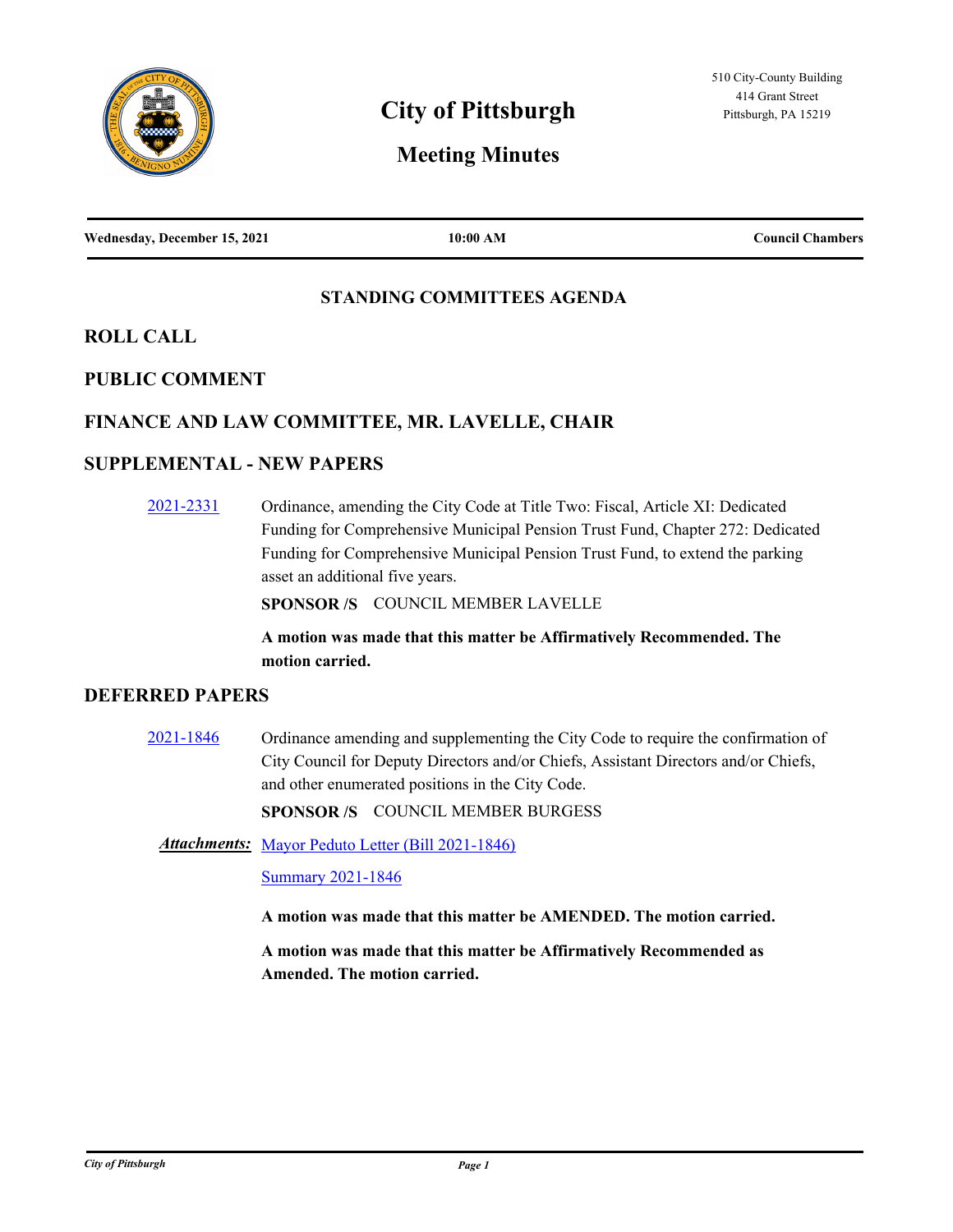# City of Pittsburgh

## Meeting Minutes

510 City-County Building
414 Grant Street
Pittsburgh, PA 15219

**Wednesday, December 15, 2021** | **10:00 AM** | **Council Chambers**

### STANDING COMMITTEES AGENDA

## ROLL CALL

## PUBLIC COMMENT

## FINANCE AND LAW COMMITTEE, MR. LAVELLE, CHAIR

## SUPPLEMENTAL - NEW PAPERS

2021-2331 Ordinance, amending the City Code at Title Two: Fiscal, Article XI: Dedicated Funding for Comprehensive Municipal Pension Trust Fund, Chapter 272: Dedicated Funding for Comprehensive Municipal Pension Trust Fund, to extend the parking asset an additional five years.

**SPONSOR /S** COUNCIL MEMBER LAVELLE

**A motion was made that this matter be Affirmatively Recommended. The motion carried.**

## DEFERRED PAPERS

2021-1846 Ordinance amending and supplementing the City Code to require the confirmation of City Council for Deputy Directors and/or Chiefs, Assistant Directors and/or Chiefs, and other enumerated positions in the City Code.

**SPONSOR /S** COUNCIL MEMBER BURGESS

***Attachments:*** Mayor Peduto Letter (Bill 2021-1846)

Summary 2021-1846

**A motion was made that this matter be AMENDED. The motion carried.**

**A motion was made that this matter be Affirmatively Recommended as Amended. The motion carried.**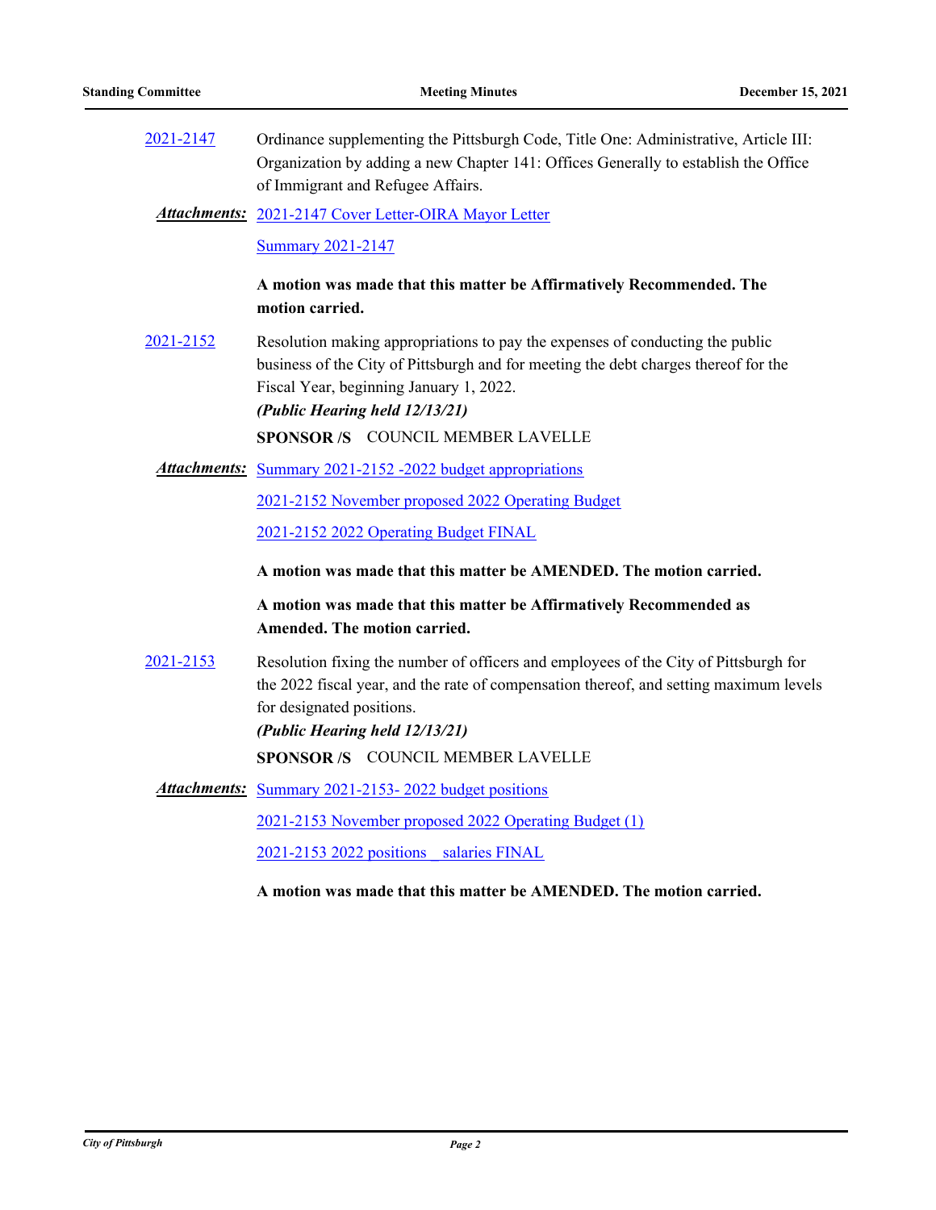2021-2147 Ordinance supplementing the Pittsburgh Code, Title One: Administrative, Article III: Organization by adding a new Chapter 141: Offices Generally to establish the Office of Immigrant and Refugee Affairs.

***Attachments:*** 2021-2147 Cover Letter-OIRA Mayor Letter

Summary 2021-2147

**A motion was made that this matter be Affirmatively Recommended. The motion carried.**

2021-2152 Resolution making appropriations to pay the expenses of conducting the public business of the City of Pittsburgh and for meeting the debt charges thereof for the Fiscal Year, beginning January 1, 2022.

***(Public Hearing held 12/13/21)***

**SPONSOR /S** COUNCIL MEMBER LAVELLE

***Attachments:*** Summary 2021-2152 -2022 budget appropriations

2021-2152 November proposed 2022 Operating Budget

2021-2152 2022 Operating Budget FINAL

**A motion was made that this matter be AMENDED. The motion carried.**

**A motion was made that this matter be Affirmatively Recommended as Amended. The motion carried.**

2021-2153 Resolution fixing the number of officers and employees of the City of Pittsburgh for the 2022 fiscal year, and the rate of compensation thereof, and setting maximum levels for designated positions.

***(Public Hearing held 12/13/21)***

**SPONSOR /S** COUNCIL MEMBER LAVELLE

***Attachments:*** Summary 2021-2153- 2022 budget positions

2021-2153 November proposed 2022 Operating Budget (1)

2021-2153 2022 positions _ salaries FINAL

**A motion was made that this matter be AMENDED. The motion carried.**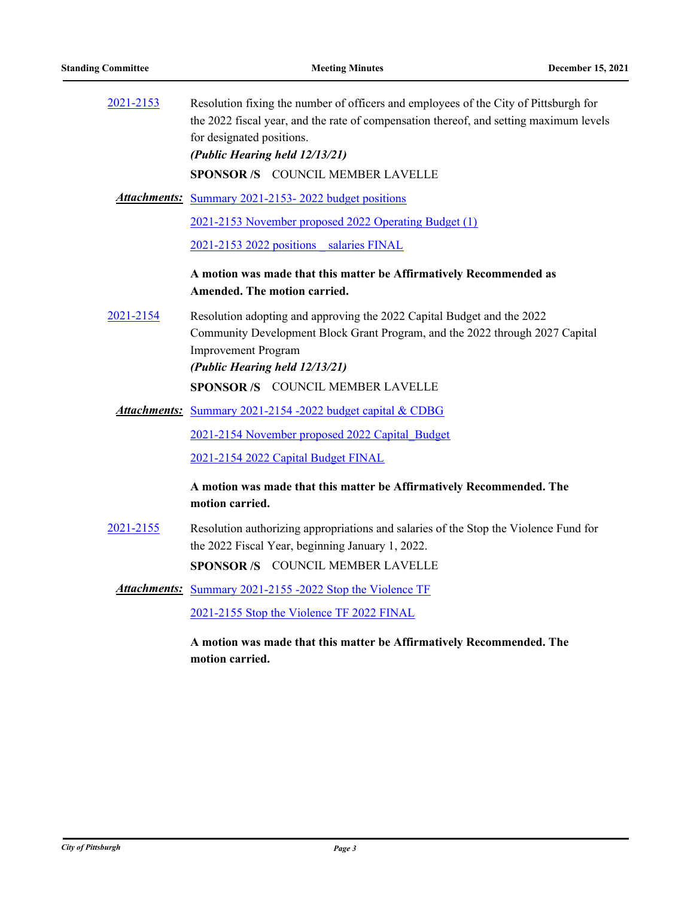2021-2153 Resolution fixing the number of officers and employees of the City of Pittsburgh for the 2022 fiscal year, and the rate of compensation thereof, and setting maximum levels for designated positions.

***(Public Hearing held 12/13/21)***

**SPONSOR /S** COUNCIL MEMBER LAVELLE

***Attachments:*** Summary 2021-2153- 2022 budget positions

2021-2153 November proposed 2022 Operating Budget (1)

2021-2153 2022 positions _ salaries FINAL

**A motion was made that this matter be Affirmatively Recommended as Amended. The motion carried.**

2021-2154 Resolution adopting and approving the 2022 Capital Budget and the 2022 Community Development Block Grant Program, and the 2022 through 2027 Capital Improvement Program

***(Public Hearing held 12/13/21)***

**SPONSOR /S** COUNCIL MEMBER LAVELLE

***Attachments:*** Summary 2021-2154 -2022 budget capital & CDBG

2021-2154 November proposed 2022 Capital_Budget

2021-2154 2022 Capital Budget FINAL

**A motion was made that this matter be Affirmatively Recommended. The motion carried.**

2021-2155 Resolution authorizing appropriations and salaries of the Stop the Violence Fund for the 2022 Fiscal Year, beginning January 1, 2022.

**SPONSOR /S** COUNCIL MEMBER LAVELLE

***Attachments:*** Summary 2021-2155 -2022 Stop the Violence TF

2021-2155 Stop the Violence TF 2022 FINAL

**A motion was made that this matter be Affirmatively Recommended. The motion carried.**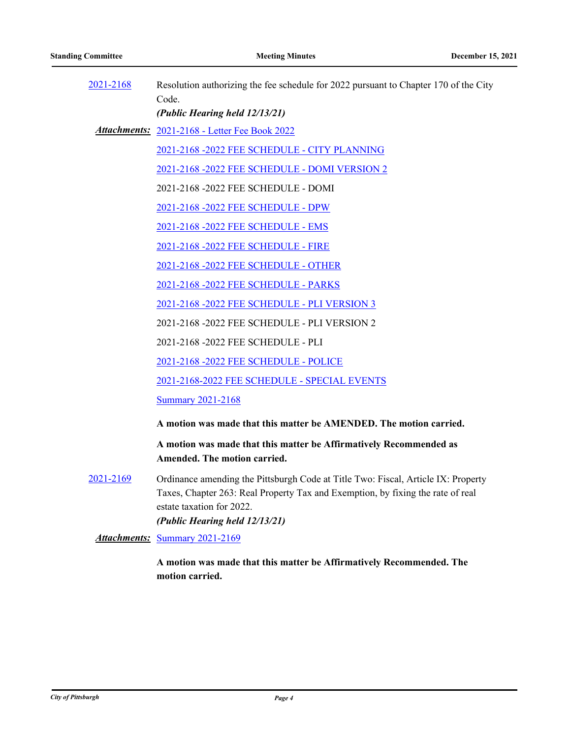2021-2168 Resolution authorizing the fee schedule for 2022 pursuant to Chapter 170 of the City Code.

***(Public Hearing held 12/13/21)***

***Attachments:*** 2021-2168 - Letter Fee Book 2022

2021-2168 -2022 FEE SCHEDULE - CITY PLANNING

2021-2168 -2022 FEE SCHEDULE - DOMI VERSION 2

2021-2168 -2022 FEE SCHEDULE - DOMI

2021-2168 -2022 FEE SCHEDULE - DPW

2021-2168 -2022 FEE SCHEDULE - EMS

2021-2168 -2022 FEE SCHEDULE - FIRE

2021-2168 -2022 FEE SCHEDULE - OTHER

2021-2168 -2022 FEE SCHEDULE - PARKS

2021-2168 -2022 FEE SCHEDULE - PLI VERSION 3

2021-2168 -2022 FEE SCHEDULE - PLI VERSION 2

2021-2168 -2022 FEE SCHEDULE - PLI

2021-2168 -2022 FEE SCHEDULE - POLICE

2021-2168-2022 FEE SCHEDULE - SPECIAL EVENTS

Summary 2021-2168

**A motion was made that this matter be AMENDED. The motion carried.**

**A motion was made that this matter be Affirmatively Recommended as Amended. The motion carried.**

2021-2169 Ordinance amending the Pittsburgh Code at Title Two: Fiscal, Article IX: Property Taxes, Chapter 263: Real Property Tax and Exemption, by fixing the rate of real estate taxation for 2022.

***(Public Hearing held 12/13/21)***

***Attachments:*** Summary 2021-2169

**A motion was made that this matter be Affirmatively Recommended. The motion carried.**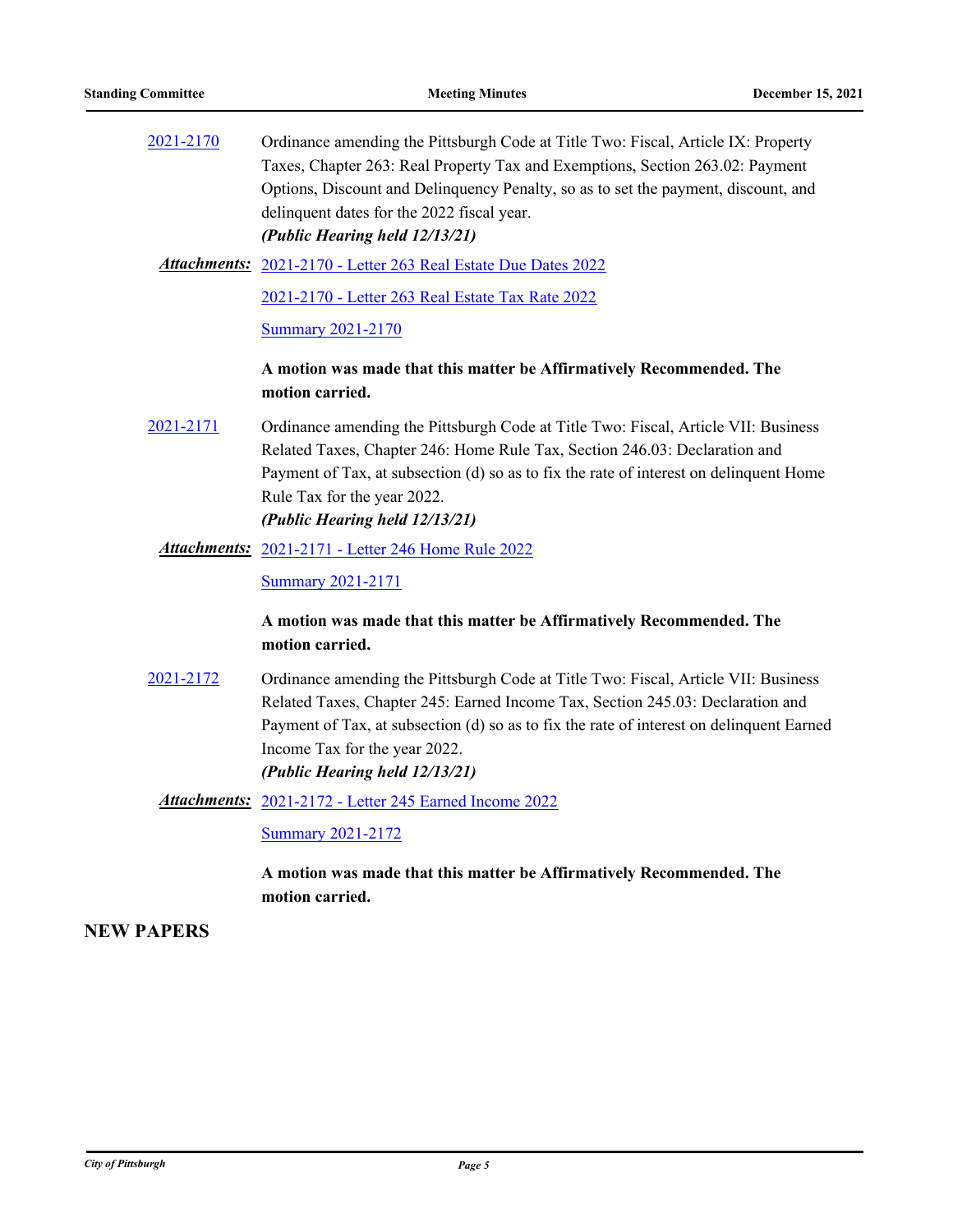[2021-2170](#) Ordinance amending the Pittsburgh Code at Title Two: Fiscal, Article IX: Property Taxes, Chapter 263: Real Property Tax and Exemptions, Section 263.02: Payment Options, Discount and Delinquency Penalty, so as to set the payment, discount, and delinquent dates for the 2022 fiscal year.
***(Public Hearing held 12/13/21)***

***Attachments:*** [2021-2170 - Letter 263 Real Estate Due Dates 2022](#)

[2021-2170 - Letter 263 Real Estate Tax Rate 2022](#)

[Summary 2021-2170](#)

**A motion was made that this matter be Affirmatively Recommended. The motion carried.**

[2021-2171](#) Ordinance amending the Pittsburgh Code at Title Two: Fiscal, Article VII: Business Related Taxes, Chapter 246: Home Rule Tax, Section 246.03: Declaration and Payment of Tax, at subsection (d) so as to fix the rate of interest on delinquent Home Rule Tax for the year 2022.
***(Public Hearing held 12/13/21)***

***Attachments:*** [2021-2171 - Letter 246 Home Rule 2022](#)

[Summary 2021-2171](#)

**A motion was made that this matter be Affirmatively Recommended. The motion carried.**

[2021-2172](#) Ordinance amending the Pittsburgh Code at Title Two: Fiscal, Article VII: Business Related Taxes, Chapter 245: Earned Income Tax, Section 245.03: Declaration and Payment of Tax, at subsection (d) so as to fix the rate of interest on delinquent Earned Income Tax for the year 2022.
***(Public Hearing held 12/13/21)***

***Attachments:*** [2021-2172 - Letter 245 Earned Income 2022](#)

[Summary 2021-2172](#)

**A motion was made that this matter be Affirmatively Recommended. The motion carried.**

## NEW PAPERS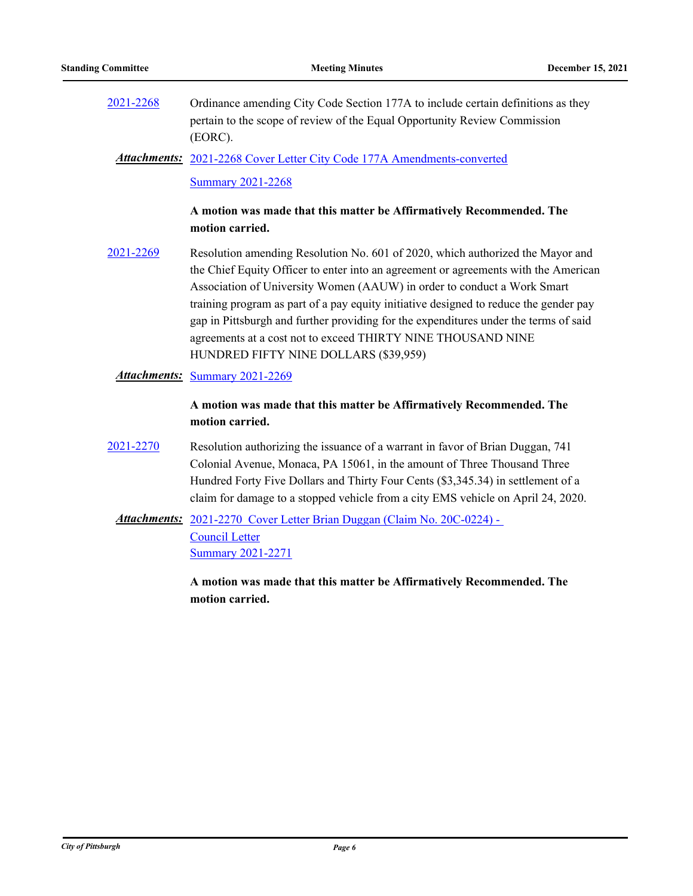2021-2268 Ordinance amending City Code Section 177A to include certain definitions as they pertain to the scope of review of the Equal Opportunity Review Commission (EORC).

***Attachments:*** 2021-2268 Cover Letter City Code 177A Amendments-converted

Summary 2021-2268

**A motion was made that this matter be Affirmatively Recommended. The motion carried.**

2021-2269 Resolution amending Resolution No. 601 of 2020, which authorized the Mayor and the Chief Equity Officer to enter into an agreement or agreements with the American Association of University Women (AAUW) in order to conduct a Work Smart training program as part of a pay equity initiative designed to reduce the gender pay gap in Pittsburgh and further providing for the expenditures under the terms of said agreements at a cost not to exceed THIRTY NINE THOUSAND NINE HUNDRED FIFTY NINE DOLLARS ($39,959)

***Attachments:*** Summary 2021-2269

**A motion was made that this matter be Affirmatively Recommended. The motion carried.**

2021-2270 Resolution authorizing the issuance of a warrant in favor of Brian Duggan, 741 Colonial Avenue, Monaca, PA 15061, in the amount of Three Thousand Three Hundred Forty Five Dollars and Thirty Four Cents ($3,345.34) in settlement of a claim for damage to a stopped vehicle from a city EMS vehicle on April 24, 2020.

***Attachments:*** 2021-2270 Cover Letter Brian Duggan (Claim No. 20C-0224) - Council Letter

Summary 2021-2271

**A motion was made that this matter be Affirmatively Recommended. The motion carried.**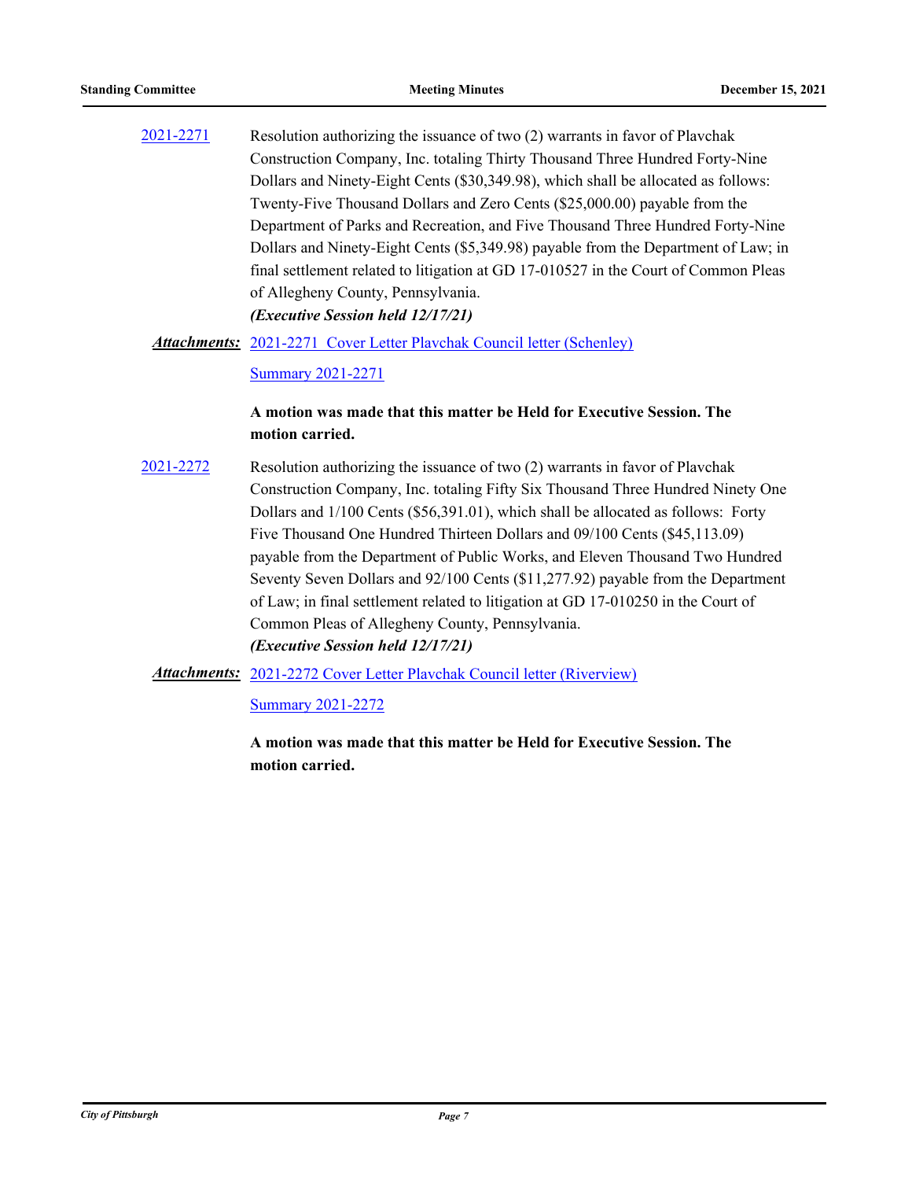2021-2271 Resolution authorizing the issuance of two (2) warrants in favor of Plavchak Construction Company, Inc. totaling Thirty Thousand Three Hundred Forty-Nine Dollars and Ninety-Eight Cents ($30,349.98), which shall be allocated as follows: Twenty-Five Thousand Dollars and Zero Cents ($25,000.00) payable from the Department of Parks and Recreation, and Five Thousand Three Hundred Forty-Nine Dollars and Ninety-Eight Cents ($5,349.98) payable from the Department of Law; in final settlement related to litigation at GD 17-010527 in the Court of Common Pleas of Allegheny County, Pennsylvania.
***(Executive Session held 12/17/21)***

***Attachments:*** 2021-2271 Cover Letter Plavchak Council letter (Schenley)

Summary 2021-2271

**A motion was made that this matter be Held for Executive Session. The motion carried.**

2021-2272 Resolution authorizing the issuance of two (2) warrants in favor of Plavchak Construction Company, Inc. totaling Fifty Six Thousand Three Hundred Ninety One Dollars and 1/100 Cents ($56,391.01), which shall be allocated as follows: Forty Five Thousand One Hundred Thirteen Dollars and 09/100 Cents ($45,113.09) payable from the Department of Public Works, and Eleven Thousand Two Hundred Seventy Seven Dollars and 92/100 Cents ($11,277.92) payable from the Department of Law; in final settlement related to litigation at GD 17-010250 in the Court of Common Pleas of Allegheny County, Pennsylvania.
***(Executive Session held 12/17/21)***

***Attachments:*** 2021-2272 Cover Letter Plavchak Council letter (Riverview)

Summary 2021-2272

**A motion was made that this matter be Held for Executive Session. The motion carried.**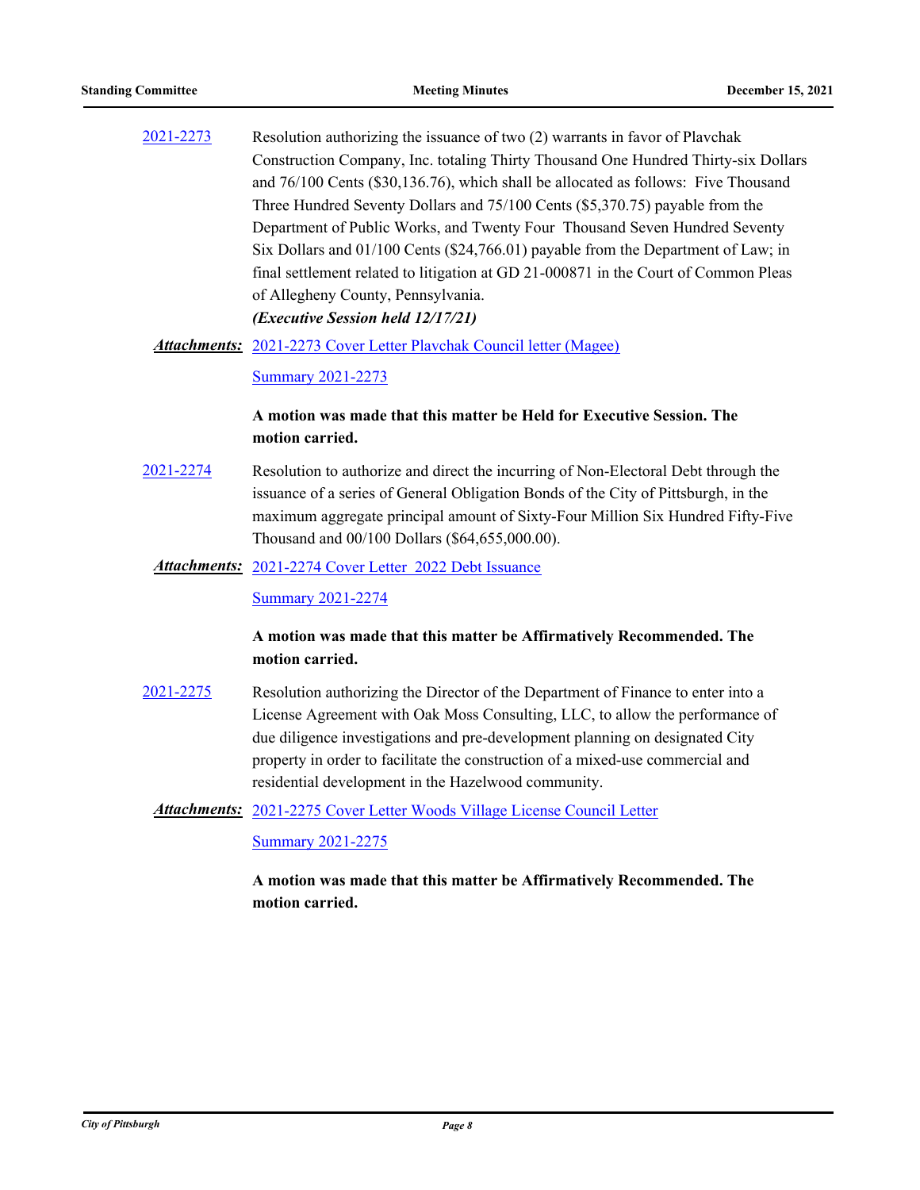2021-2273 Resolution authorizing the issuance of two (2) warrants in favor of Plavchak Construction Company, Inc. totaling Thirty Thousand One Hundred Thirty-six Dollars and 76/100 Cents ($30,136.76), which shall be allocated as follows: Five Thousand Three Hundred Seventy Dollars and 75/100 Cents ($5,370.75) payable from the Department of Public Works, and Twenty Four Thousand Seven Hundred Seventy Six Dollars and 01/100 Cents ($24,766.01) payable from the Department of Law; in final settlement related to litigation at GD 21-000871 in the Court of Common Pleas of Allegheny County, Pennsylvania.

***(Executive Session held 12/17/21)***

***Attachments:*** 2021-2273 Cover Letter Plavchak Council letter (Magee)

Summary 2021-2273

**A motion was made that this matter be Held for Executive Session. The motion carried.**

2021-2274 Resolution to authorize and direct the incurring of Non-Electoral Debt through the issuance of a series of General Obligation Bonds of the City of Pittsburgh, in the maximum aggregate principal amount of Sixty-Four Million Six Hundred Fifty-Five Thousand and 00/100 Dollars ($64,655,000.00).

***Attachments:*** 2021-2274 Cover Letter 2022 Debt Issuance

Summary 2021-2274

**A motion was made that this matter be Affirmatively Recommended. The motion carried.**

2021-2275 Resolution authorizing the Director of the Department of Finance to enter into a License Agreement with Oak Moss Consulting, LLC, to allow the performance of due diligence investigations and pre-development planning on designated City property in order to facilitate the construction of a mixed-use commercial and residential development in the Hazelwood community.

***Attachments:*** 2021-2275 Cover Letter Woods Village License Council Letter

Summary 2021-2275

**A motion was made that this matter be Affirmatively Recommended. The motion carried.**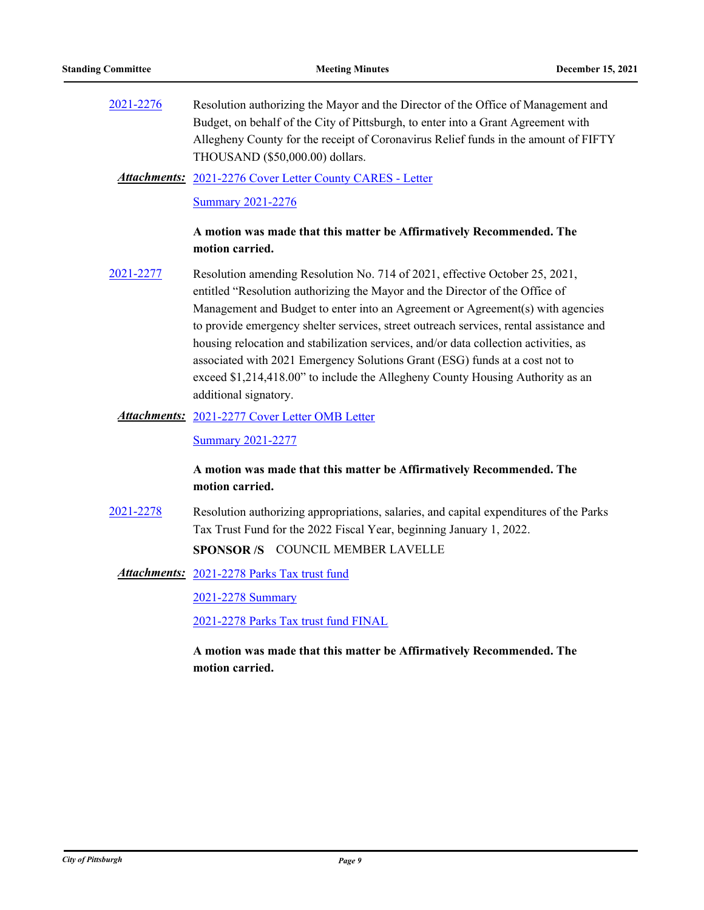2021-2276 Resolution authorizing the Mayor and the Director of the Office of Management and Budget, on behalf of the City of Pittsburgh, to enter into a Grant Agreement with Allegheny County for the receipt of Coronavirus Relief funds in the amount of FIFTY THOUSAND ($50,000.00) dollars.

***Attachments:*** 2021-2276 Cover Letter County CARES - Letter

Summary 2021-2276

**A motion was made that this matter be Affirmatively Recommended. The motion carried.**

2021-2277 Resolution amending Resolution No. 714 of 2021, effective October 25, 2021, entitled "Resolution authorizing the Mayor and the Director of the Office of Management and Budget to enter into an Agreement or Agreement(s) with agencies to provide emergency shelter services, street outreach services, rental assistance and housing relocation and stabilization services, and/or data collection activities, as associated with 2021 Emergency Solutions Grant (ESG) funds at a cost not to exceed $1,214,418.00" to include the Allegheny County Housing Authority as an additional signatory.

***Attachments:*** 2021-2277 Cover Letter OMB Letter

Summary 2021-2277

**A motion was made that this matter be Affirmatively Recommended. The motion carried.**

2021-2278 Resolution authorizing appropriations, salaries, and capital expenditures of the Parks Tax Trust Fund for the 2022 Fiscal Year, beginning January 1, 2022.

**SPONSOR /S** COUNCIL MEMBER LAVELLE

***Attachments:*** 2021-2278 Parks Tax trust fund

2021-2278 Summary

2021-2278 Parks Tax trust fund FINAL

**A motion was made that this matter be Affirmatively Recommended. The motion carried.**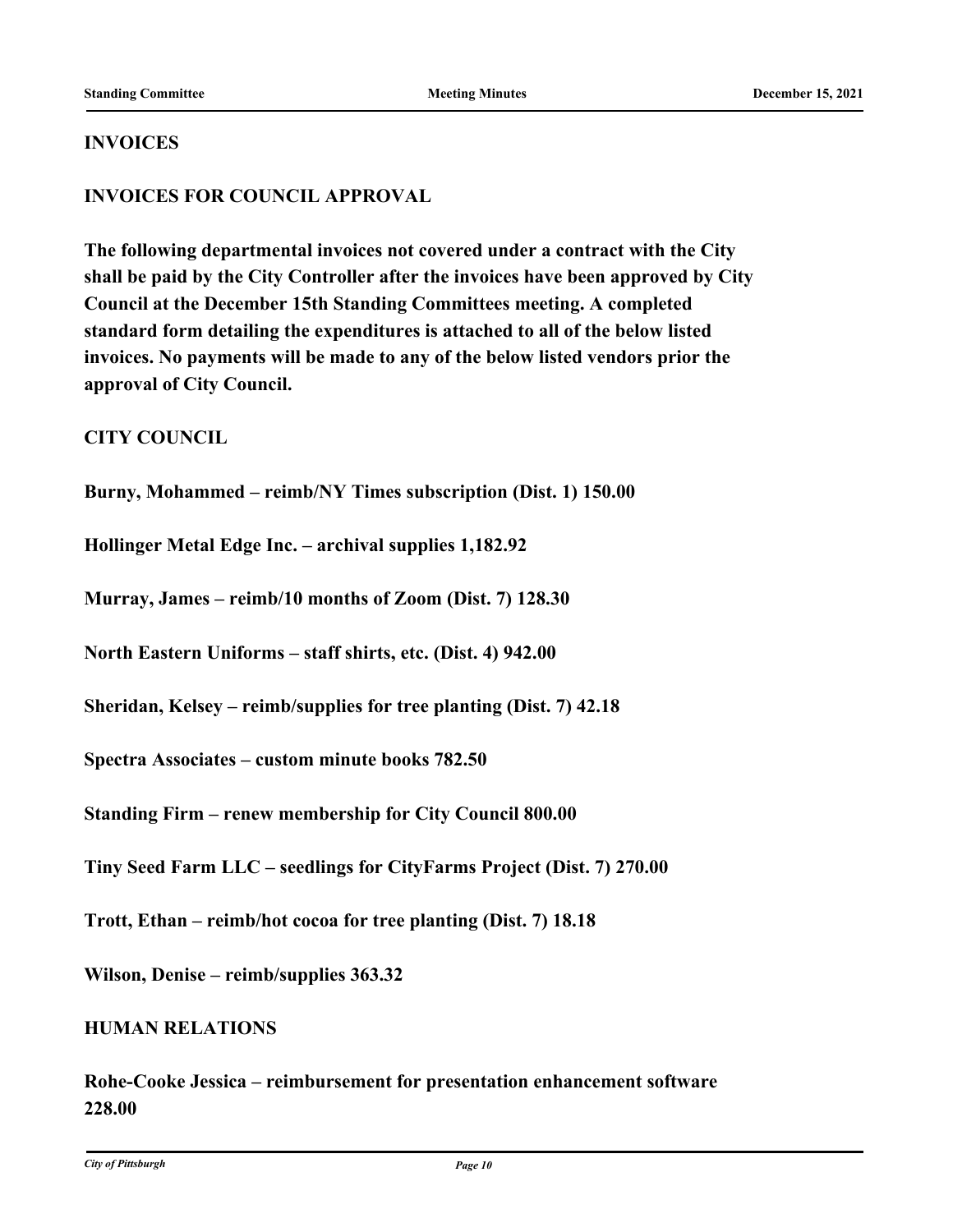## INVOICES

## INVOICES FOR COUNCIL APPROVAL

**The following departmental invoices not covered under a contract with the City shall be paid by the City Controller after the invoices have been approved by City Council at the December 15th Standing Committees meeting. A completed standard form detailing the expenditures is attached to all of the below listed invoices. No payments will be made to any of the below listed vendors prior the approval of City Council.**

### CITY COUNCIL

**Burny, Mohammed – reimb/NY Times subscription (Dist. 1) 150.00**

**Hollinger Metal Edge Inc. – archival supplies 1,182.92**

**Murray, James – reimb/10 months of Zoom (Dist. 7) 128.30**

**North Eastern Uniforms – staff shirts, etc. (Dist. 4) 942.00**

**Sheridan, Kelsey – reimb/supplies for tree planting (Dist. 7) 42.18**

**Spectra Associates – custom minute books 782.50**

**Standing Firm – renew membership for City Council 800.00**

**Tiny Seed Farm LLC – seedlings for CityFarms Project (Dist. 7) 270.00**

**Trott, Ethan – reimb/hot cocoa for tree planting (Dist. 7) 18.18**

**Wilson, Denise – reimb/supplies 363.32**

### HUMAN RELATIONS

**Rohe-Cooke Jessica – reimbursement for presentation enhancement software 228.00**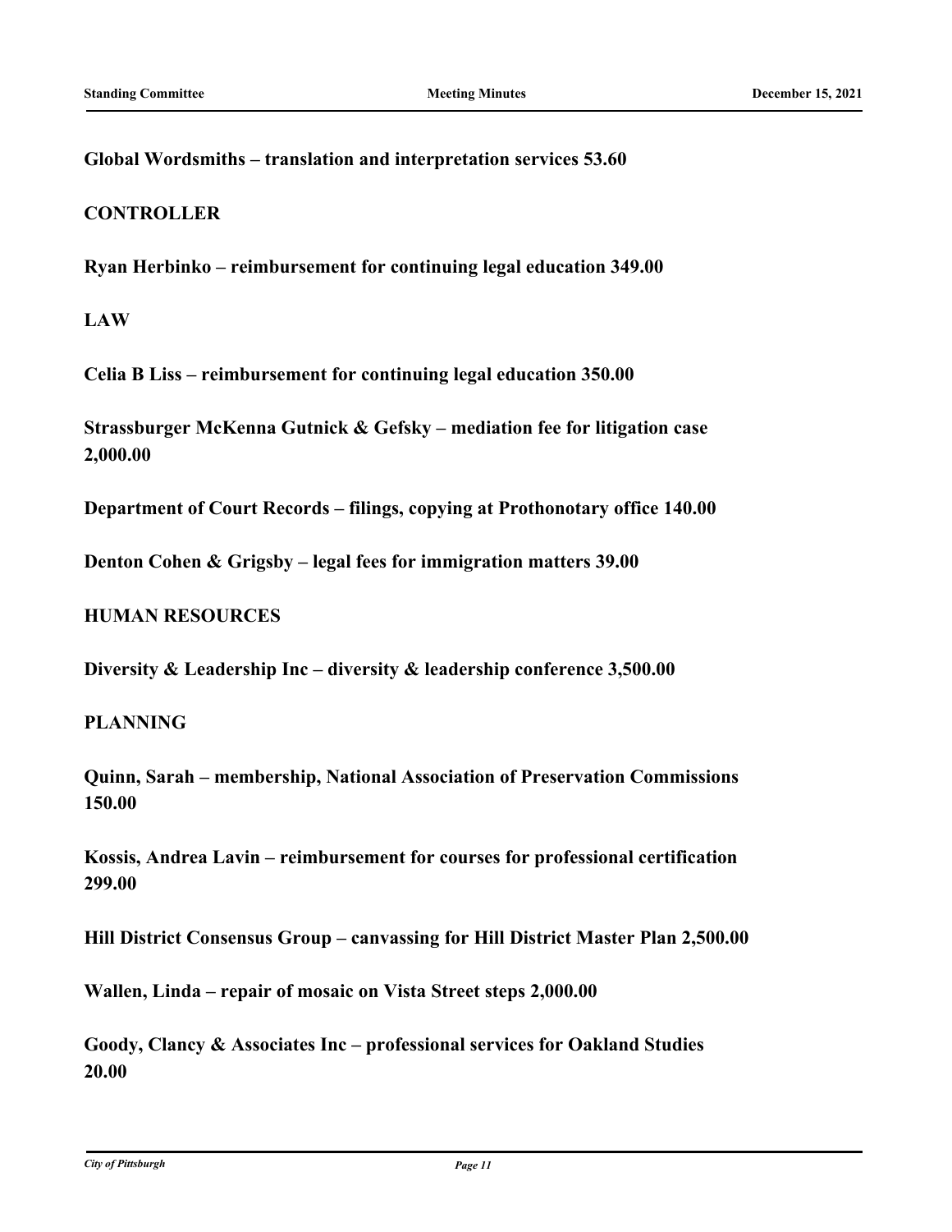**Global Wordsmiths – translation and interpretation services 53.60**

**CONTROLLER**

**Ryan Herbinko – reimbursement for continuing legal education 349.00**

**LAW**

**Celia B Liss – reimbursement for continuing legal education 350.00**

**Strassburger McKenna Gutnick & Gefsky – mediation fee for litigation case 2,000.00**

**Department of Court Records – filings, copying at Prothonotary office 140.00**

**Denton Cohen & Grigsby – legal fees for immigration matters 39.00**

**HUMAN RESOURCES**

**Diversity & Leadership Inc – diversity & leadership conference 3,500.00**

**PLANNING**

**Quinn, Sarah – membership, National Association of Preservation Commissions 150.00**

**Kossis, Andrea Lavin – reimbursement for courses for professional certification 299.00**

**Hill District Consensus Group – canvassing for Hill District Master Plan 2,500.00**

**Wallen, Linda – repair of mosaic on Vista Street steps 2,000.00**

**Goody, Clancy & Associates Inc – professional services for Oakland Studies 20.00**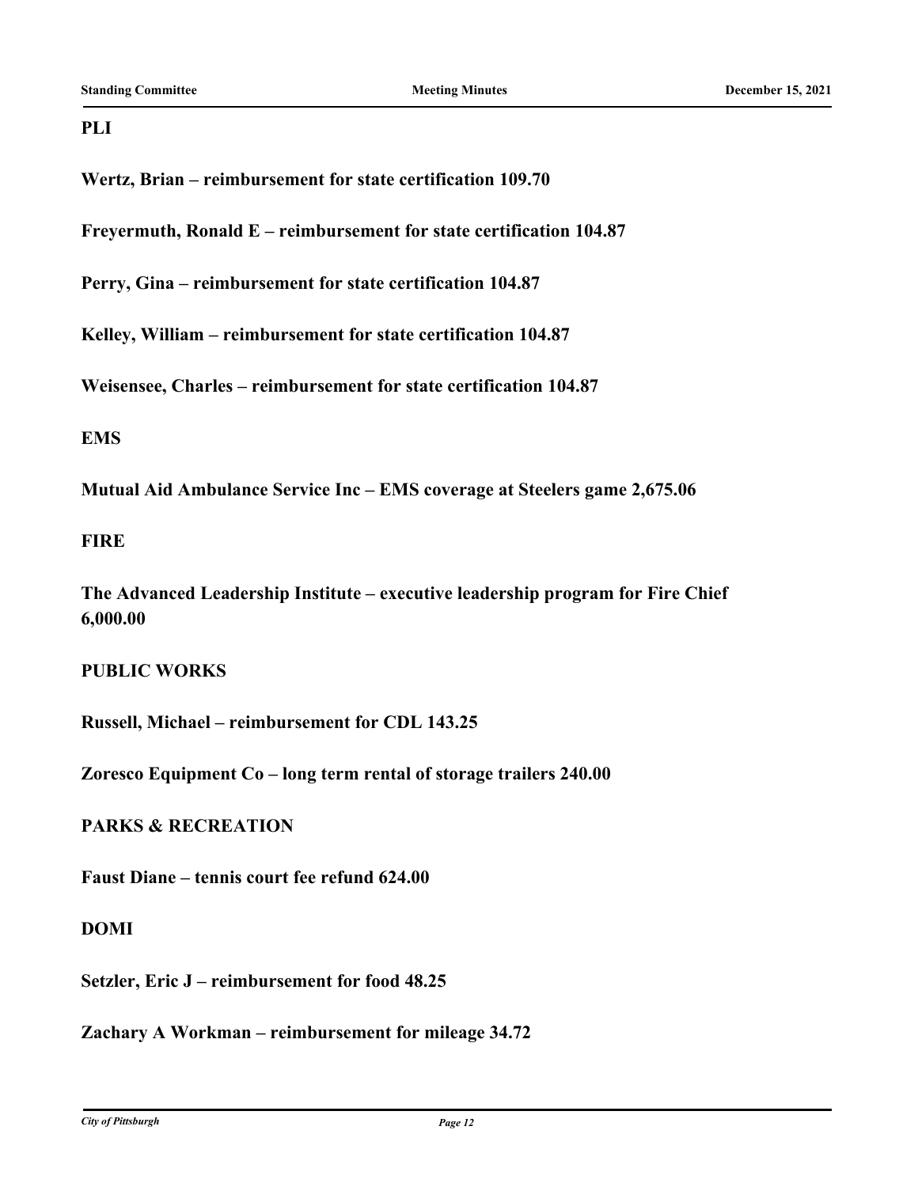**PLI**

**Wertz, Brian – reimbursement for state certification 109.70**

**Freyermuth, Ronald E – reimbursement for state certification 104.87**

**Perry, Gina – reimbursement for state certification 104.87**

**Kelley, William – reimbursement for state certification 104.87**

**Weisensee, Charles – reimbursement for state certification 104.87**

**EMS**

**Mutual Aid Ambulance Service Inc – EMS coverage at Steelers game 2,675.06**

**FIRE**

**The Advanced Leadership Institute – executive leadership program for Fire Chief 6,000.00**

**PUBLIC WORKS**

**Russell, Michael – reimbursement for CDL 143.25**

**Zoresco Equipment Co – long term rental of storage trailers 240.00**

**PARKS & RECREATION**

**Faust Diane – tennis court fee refund 624.00**

**DOMI**

**Setzler, Eric J – reimbursement for food 48.25**

**Zachary A Workman – reimbursement for mileage 34.72**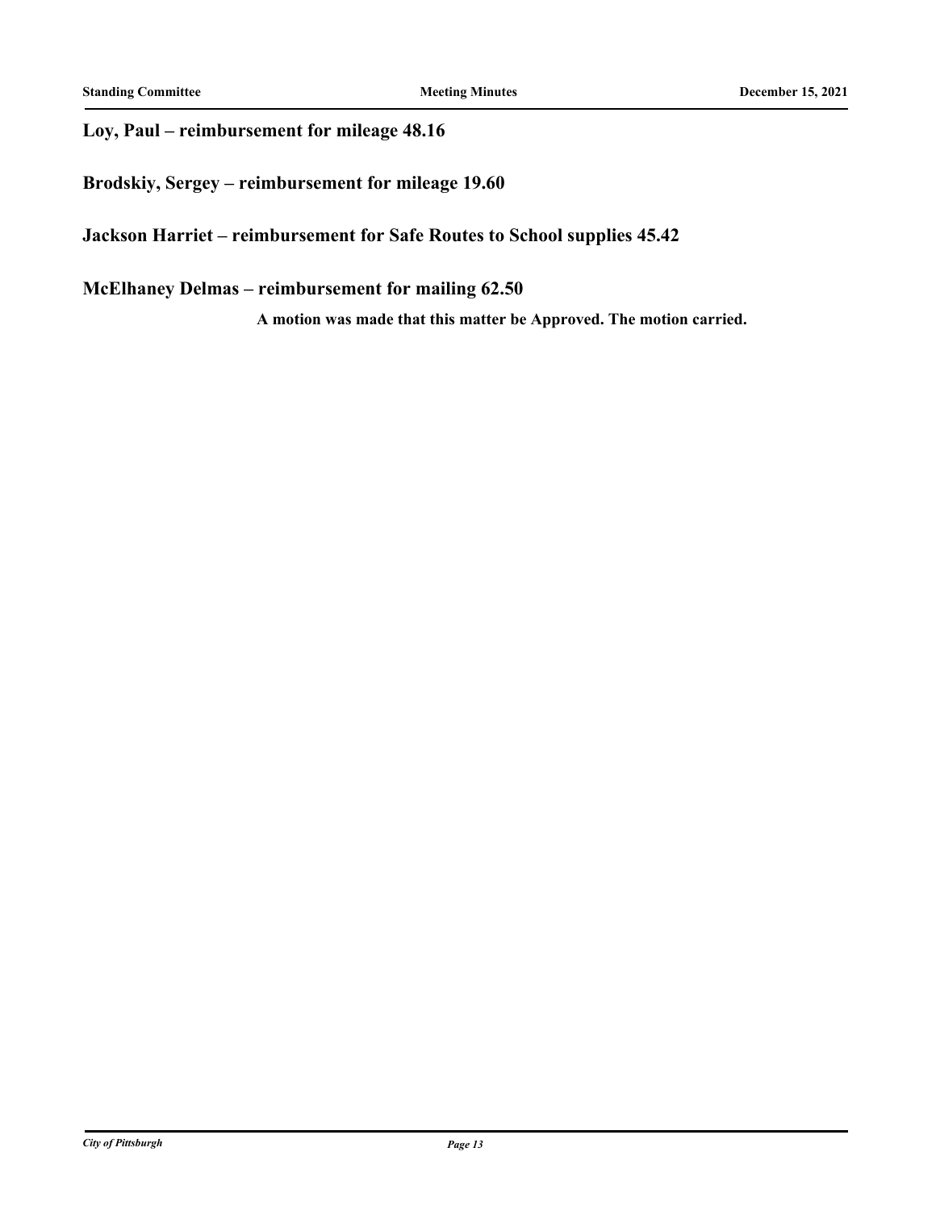**Loy, Paul – reimbursement for mileage 48.16**

**Brodskiy, Sergey – reimbursement for mileage 19.60**

**Jackson Harriet – reimbursement for Safe Routes to School supplies 45.42**

**McElhaney Delmas – reimbursement for mailing 62.50**

**A motion was made that this matter be Approved. The motion carried.**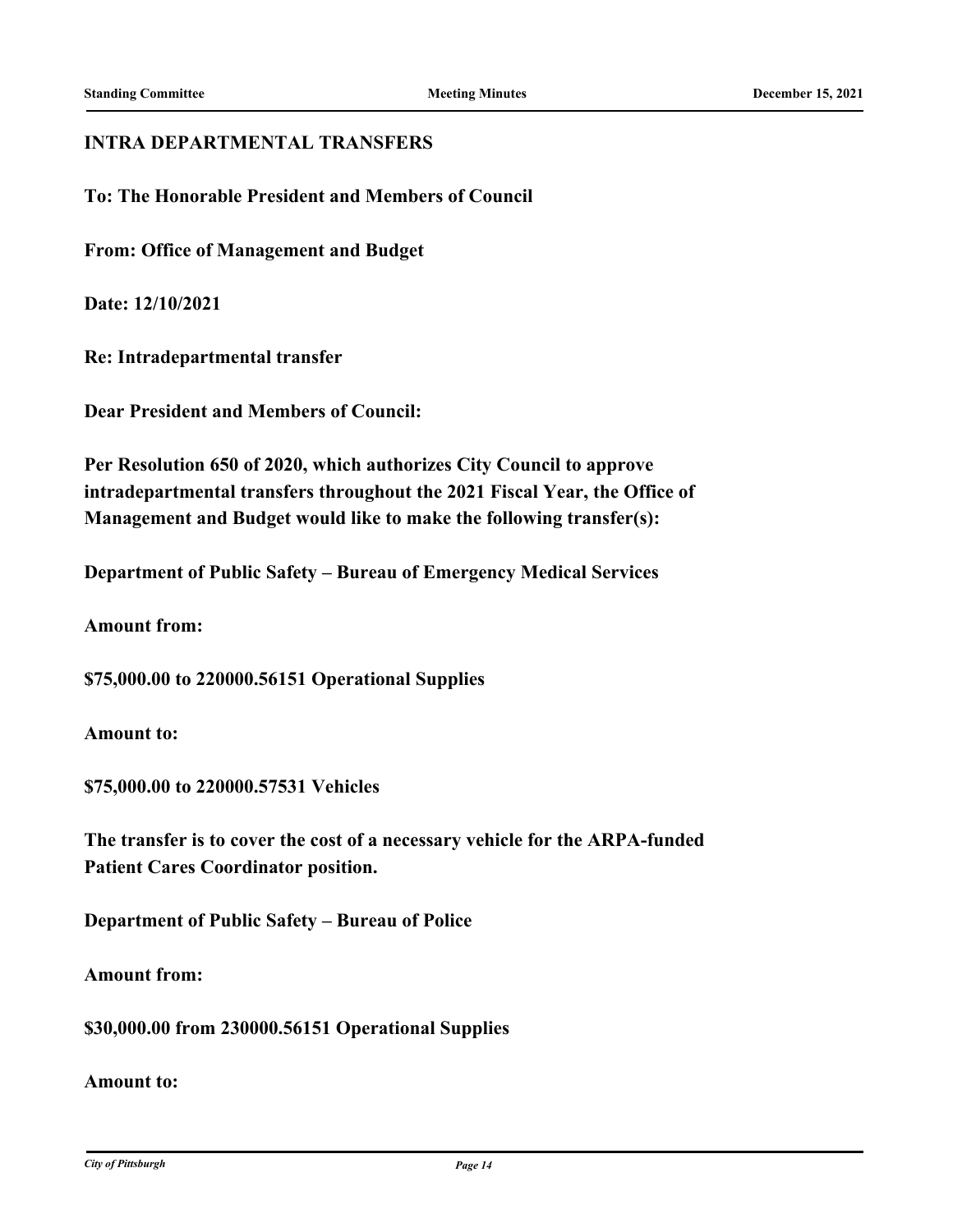**INTRA DEPARTMENTAL TRANSFERS**

**To: The Honorable President and Members of Council**

**From: Office of Management and Budget**

**Date: 12/10/2021**

**Re: Intradepartmental transfer**

**Dear President and Members of Council:**

**Per Resolution 650 of 2020, which authorizes City Council to approve intradepartmental transfers throughout the 2021 Fiscal Year, the Office of Management and Budget would like to make the following transfer(s):**

**Department of Public Safety – Bureau of Emergency Medical Services**

**Amount from:**

**$75,000.00 to 220000.56151 Operational Supplies**

**Amount to:**

**$75,000.00 to 220000.57531 Vehicles**

**The transfer is to cover the cost of a necessary vehicle for the ARPA-funded Patient Cares Coordinator position.**

**Department of Public Safety – Bureau of Police**

**Amount from:**

**$30,000.00 from 230000.56151 Operational Supplies**

**Amount to:**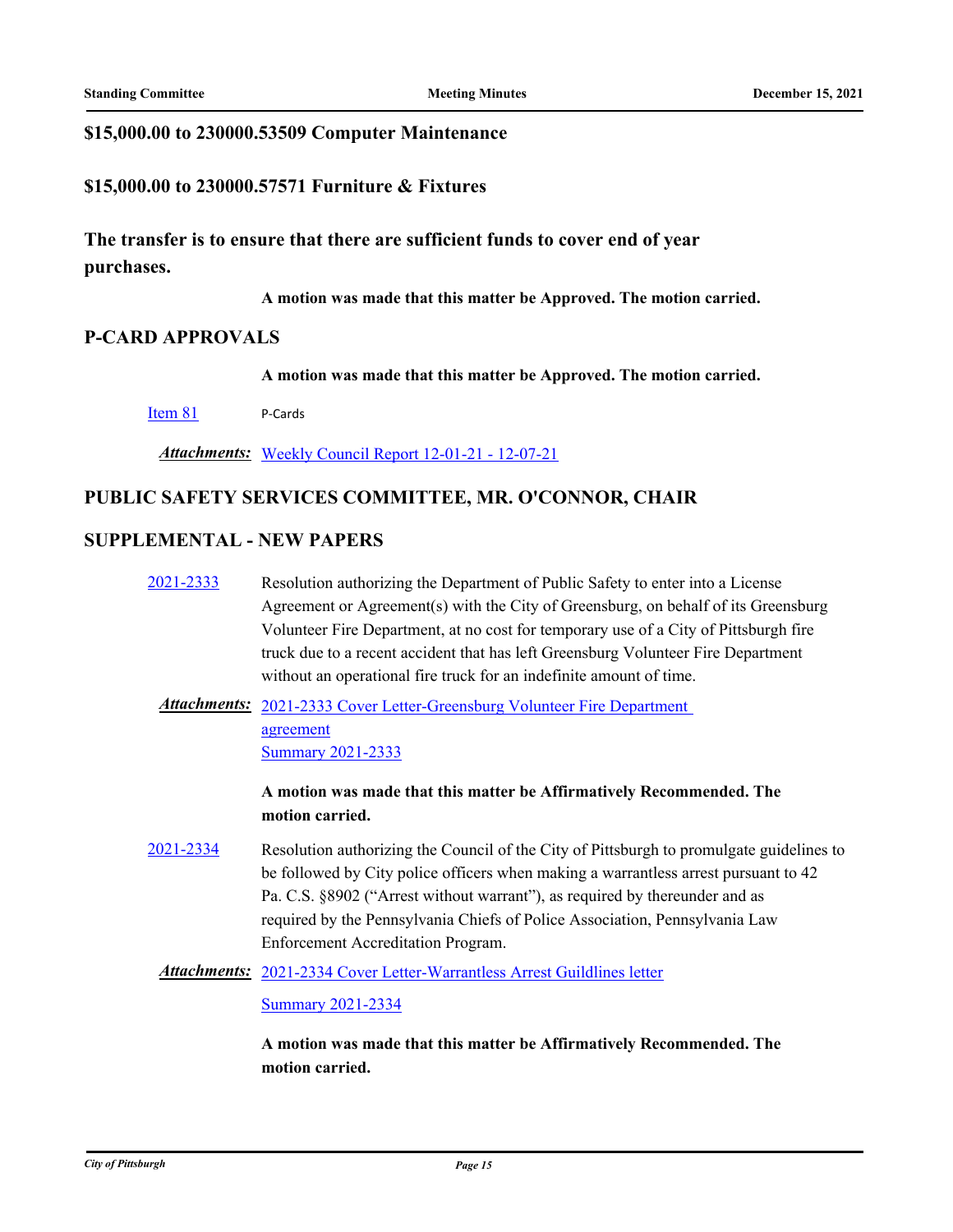**$15,000.00 to 230000.53509 Computer Maintenance**

**$15,000.00 to 230000.57571 Furniture & Fixtures**

**The transfer is to ensure that there are sufficient funds to cover end of year purchases.**

**A motion was made that this matter be Approved. The motion carried.**

## P-CARD APPROVALS

**A motion was made that this matter be Approved. The motion carried.**

Item 81 P-Cards

***Attachments:*** Weekly Council Report 12-01-21 - 12-07-21

## PUBLIC SAFETY SERVICES COMMITTEE, MR. O'CONNOR, CHAIR

## SUPPLEMENTAL - NEW PAPERS

2021-2333 Resolution authorizing the Department of Public Safety to enter into a License Agreement or Agreement(s) with the City of Greensburg, on behalf of its Greensburg Volunteer Fire Department, at no cost for temporary use of a City of Pittsburgh fire truck due to a recent accident that has left Greensburg Volunteer Fire Department without an operational fire truck for an indefinite amount of time.

***Attachments:*** 2021-2333 Cover Letter-Greensburg Volunteer Fire Department agreement
Summary 2021-2333

**A motion was made that this matter be Affirmatively Recommended. The motion carried.**

2021-2334 Resolution authorizing the Council of the City of Pittsburgh to promulgate guidelines to be followed by City police officers when making a warrantless arrest pursuant to 42 Pa. C.S. §8902 ("Arrest without warrant"), as required by thereunder and as required by the Pennsylvania Chiefs of Police Association, Pennsylvania Law Enforcement Accreditation Program.

***Attachments:*** 2021-2334 Cover Letter-Warrantless Arrest Guildlines letter
Summary 2021-2334

**A motion was made that this matter be Affirmatively Recommended. The motion carried.**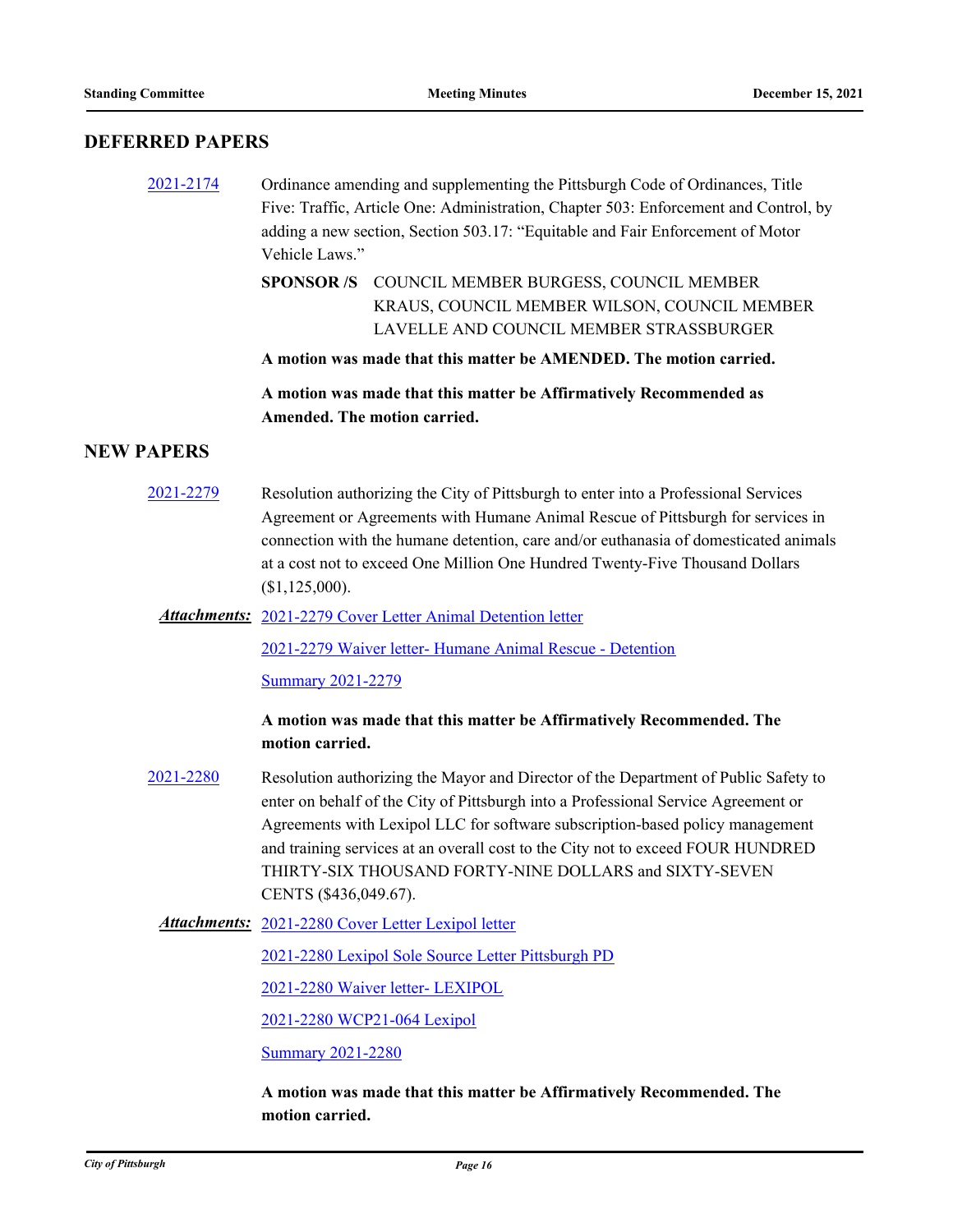## DEFERRED PAPERS

**2021-2174** Ordinance amending and supplementing the Pittsburgh Code of Ordinances, Title Five: Traffic, Article One: Administration, Chapter 503: Enforcement and Control, by adding a new section, Section 503.17: "Equitable and Fair Enforcement of Motor Vehicle Laws."

**SPONSOR /S** COUNCIL MEMBER BURGESS, COUNCIL MEMBER KRAUS, COUNCIL MEMBER WILSON, COUNCIL MEMBER LAVELLE AND COUNCIL MEMBER STRASSBURGER

**A motion was made that this matter be AMENDED. The motion carried.**

**A motion was made that this matter be Affirmatively Recommended as Amended. The motion carried.**

## NEW PAPERS

**2021-2279** Resolution authorizing the City of Pittsburgh to enter into a Professional Services Agreement or Agreements with Humane Animal Rescue of Pittsburgh for services in connection with the humane detention, care and/or euthanasia of domesticated animals at a cost not to exceed One Million One Hundred Twenty-Five Thousand Dollars ($1,125,000).

***Attachments:*** 2021-2279 Cover Letter Animal Detention letter

2021-2279 Waiver letter- Humane Animal Rescue - Detention

Summary 2021-2279

**A motion was made that this matter be Affirmatively Recommended. The motion carried.**

**2021-2280** Resolution authorizing the Mayor and Director of the Department of Public Safety to enter on behalf of the City of Pittsburgh into a Professional Service Agreement or Agreements with Lexipol LLC for software subscription-based policy management and training services at an overall cost to the City not to exceed FOUR HUNDRED THIRTY-SIX THOUSAND FORTY-NINE DOLLARS and SIXTY-SEVEN CENTS ($436,049.67).

***Attachments:*** 2021-2280 Cover Letter Lexipol letter

2021-2280 Lexipol Sole Source Letter Pittsburgh PD

2021-2280 Waiver letter- LEXIPOL

2021-2280 WCP21-064 Lexipol

Summary 2021-2280

**A motion was made that this matter be Affirmatively Recommended. The motion carried.**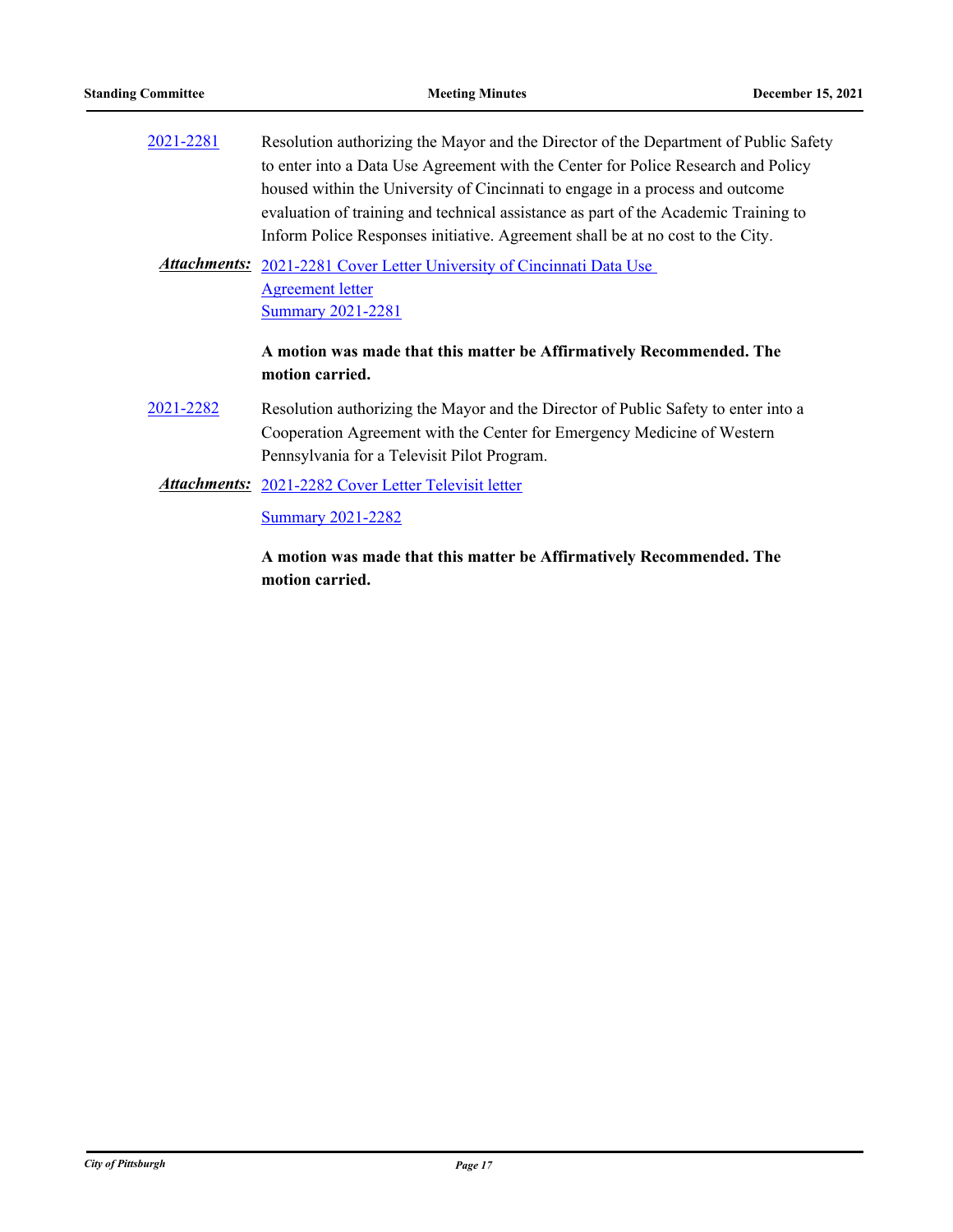[2021-2281](#) Resolution authorizing the Mayor and the Director of the Department of Public Safety to enter into a Data Use Agreement with the Center for Police Research and Policy housed within the University of Cincinnati to engage in a process and outcome evaluation of training and technical assistance as part of the Academic Training to Inform Police Responses initiative. Agreement shall be at no cost to the City.

***Attachments:*** [2021-2281 Cover Letter University of Cincinnati Data Use Agreement letter](#)
[Summary 2021-2281](#)

**A motion was made that this matter be Affirmatively Recommended. The motion carried.**

[2021-2282](#) Resolution authorizing the Mayor and the Director of Public Safety to enter into a Cooperation Agreement with the Center for Emergency Medicine of Western Pennsylvania for a Televisit Pilot Program.

***Attachments:*** [2021-2282 Cover Letter Televisit letter](#)
[Summary 2021-2282](#)

**A motion was made that this matter be Affirmatively Recommended. The motion carried.**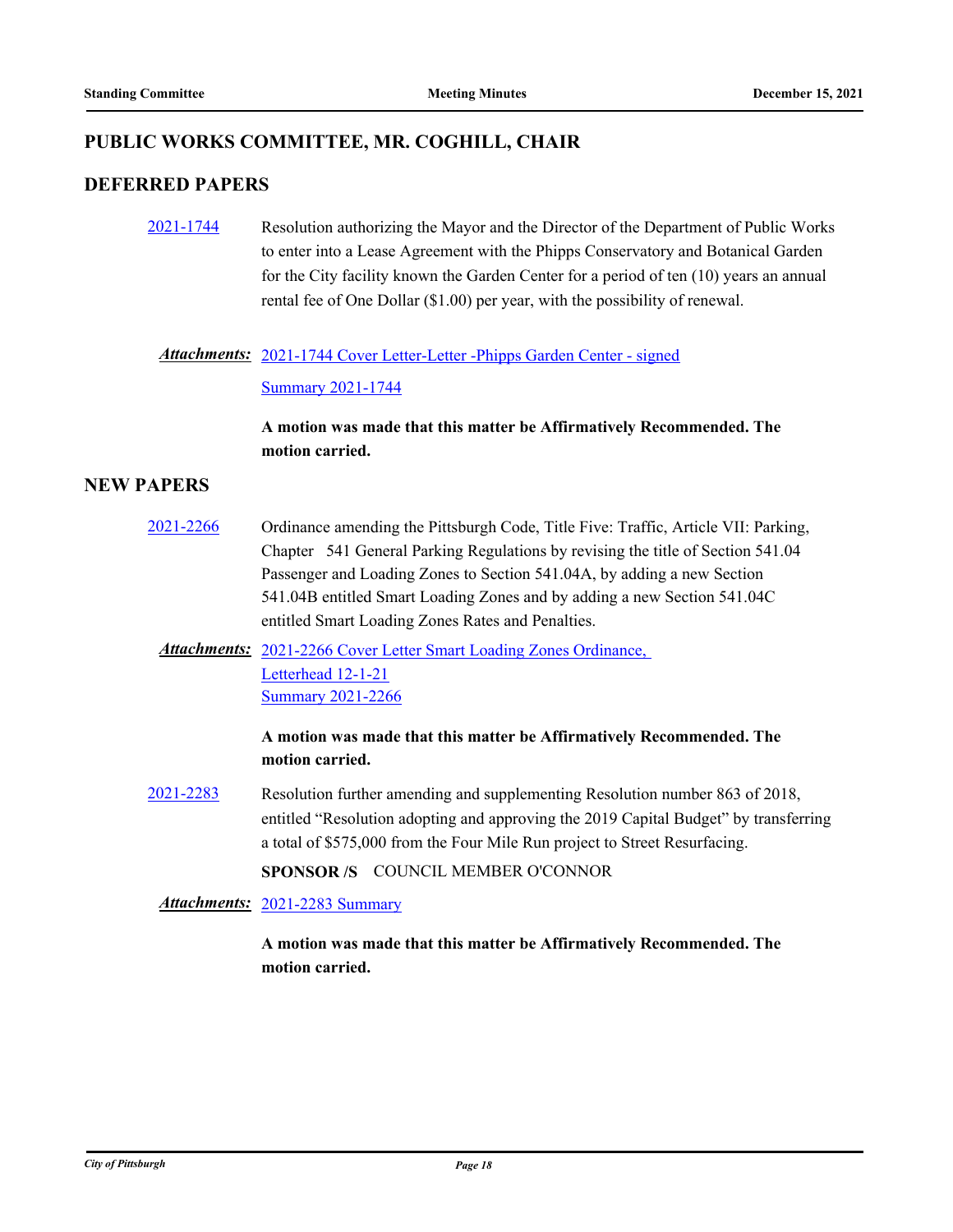## PUBLIC WORKS COMMITTEE, MR. COGHILL, CHAIR

## DEFERRED PAPERS

2021-1744 Resolution authorizing the Mayor and the Director of the Department of Public Works to enter into a Lease Agreement with the Phipps Conservatory and Botanical Garden for the City facility known the Garden Center for a period of ten (10) years an annual rental fee of One Dollar ($1.00) per year, with the possibility of renewal.

***Attachments:*** 2021-1744 Cover Letter-Letter -Phipps Garden Center - signed
Summary 2021-1744

**A motion was made that this matter be Affirmatively Recommended. The motion carried.**

## NEW PAPERS

2021-2266 Ordinance amending the Pittsburgh Code, Title Five: Traffic, Article VII: Parking, Chapter 541 General Parking Regulations by revising the title of Section 541.04 Passenger and Loading Zones to Section 541.04A, by adding a new Section 541.04B entitled Smart Loading Zones and by adding a new Section 541.04C entitled Smart Loading Zones Rates and Penalties.

***Attachments:*** 2021-2266 Cover Letter Smart Loading Zones Ordinance, Letterhead 12-1-21
Summary 2021-2266

**A motion was made that this matter be Affirmatively Recommended. The motion carried.**

2021-2283 Resolution further amending and supplementing Resolution number 863 of 2018, entitled "Resolution adopting and approving the 2019 Capital Budget" by transferring a total of $575,000 from the Four Mile Run project to Street Resurfacing.

**SPONSOR /S** COUNCIL MEMBER O'CONNOR

***Attachments:*** 2021-2283 Summary

**A motion was made that this matter be Affirmatively Recommended. The motion carried.**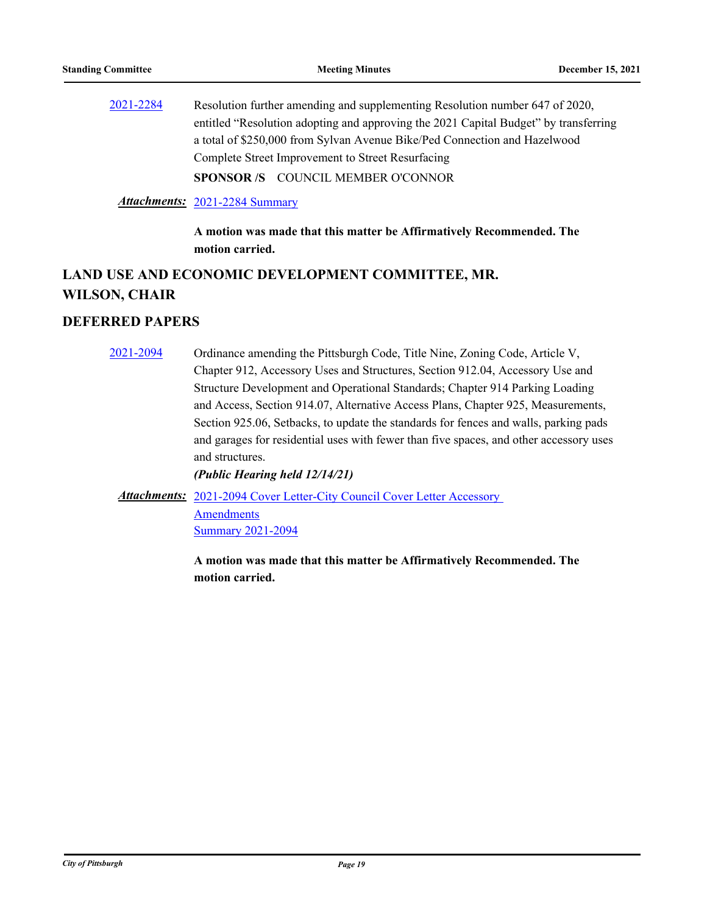2021-2284 Resolution further amending and supplementing Resolution number 647 of 2020, entitled "Resolution adopting and approving the 2021 Capital Budget" by transferring a total of $250,000 from Sylvan Avenue Bike/Ped Connection and Hazelwood Complete Street Improvement to Street Resurfacing

**SPONSOR /S** COUNCIL MEMBER O'CONNOR

***Attachments:*** 2021-2284 Summary

**A motion was made that this matter be Affirmatively Recommended. The motion carried.**

## LAND USE AND ECONOMIC DEVELOPMENT COMMITTEE, MR. WILSON, CHAIR

## DEFERRED PAPERS

2021-2094 Ordinance amending the Pittsburgh Code, Title Nine, Zoning Code, Article V, Chapter 912, Accessory Uses and Structures, Section 912.04, Accessory Use and Structure Development and Operational Standards; Chapter 914 Parking Loading and Access, Section 914.07, Alternative Access Plans, Chapter 925, Measurements, Section 925.06, Setbacks, to update the standards for fences and walls, parking pads and garages for residential uses with fewer than five spaces, and other accessory uses and structures.

***(Public Hearing held 12/14/21)***

***Attachments:*** 2021-2094 Cover Letter-City Council Cover Letter Accessory Amendments
Summary 2021-2094

**A motion was made that this matter be Affirmatively Recommended. The motion carried.**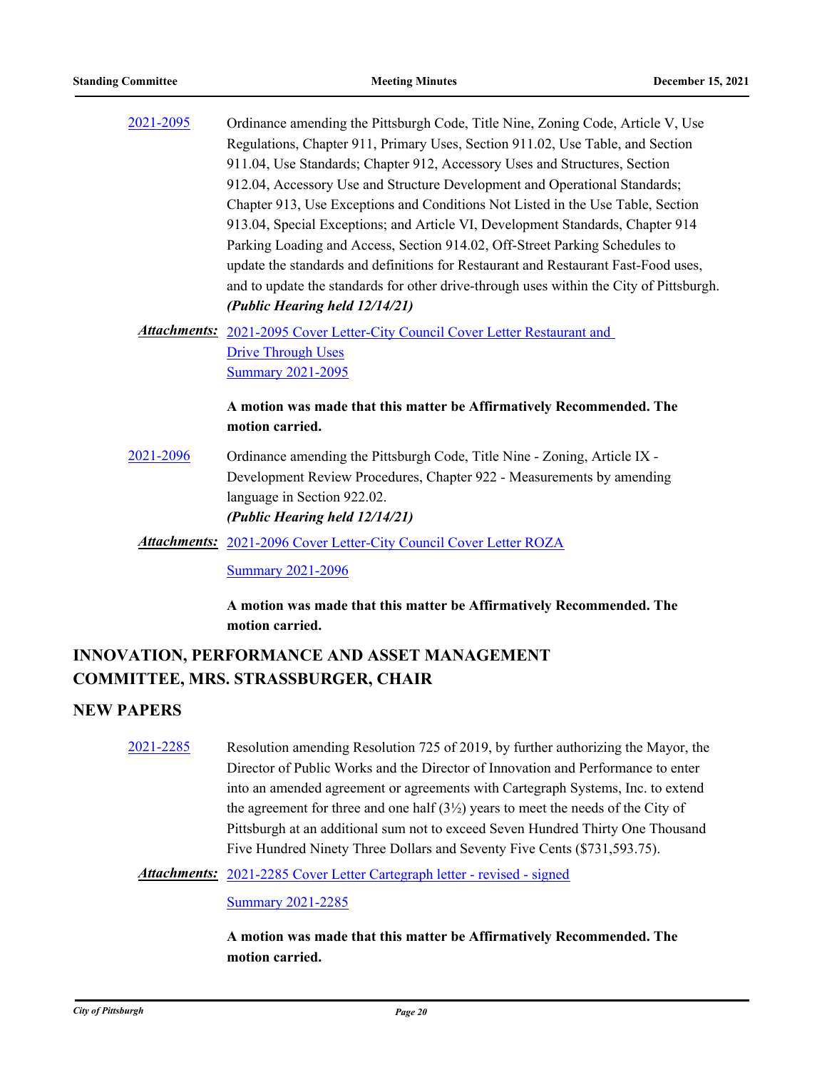2021-2095 Ordinance amending the Pittsburgh Code, Title Nine, Zoning Code, Article V, Use Regulations, Chapter 911, Primary Uses, Section 911.02, Use Table, and Section 911.04, Use Standards; Chapter 912, Accessory Uses and Structures, Section 912.04, Accessory Use and Structure Development and Operational Standards; Chapter 913, Use Exceptions and Conditions Not Listed in the Use Table, Section 913.04, Special Exceptions; and Article VI, Development Standards, Chapter 914 Parking Loading and Access, Section 914.02, Off-Street Parking Schedules to update the standards and definitions for Restaurant and Restaurant Fast-Food uses, and to update the standards for other drive-through uses within the City of Pittsburgh. ***(Public Hearing held 12/14/21)***

***Attachments:*** 2021-2095 Cover Letter-City Council Cover Letter Restaurant and Drive Through Uses
Summary 2021-2095

**A motion was made that this matter be Affirmatively Recommended. The motion carried.**

2021-2096 Ordinance amending the Pittsburgh Code, Title Nine - Zoning, Article IX - Development Review Procedures, Chapter 922 - Measurements by amending language in Section 922.02.
***(Public Hearing held 12/14/21)***

***Attachments:*** 2021-2096 Cover Letter-City Council Cover Letter ROZA
Summary 2021-2096

**A motion was made that this matter be Affirmatively Recommended. The motion carried.**

## INNOVATION, PERFORMANCE AND ASSET MANAGEMENT COMMITTEE, MRS. STRASSBURGER, CHAIR

## NEW PAPERS

2021-2285 Resolution amending Resolution 725 of 2019, by further authorizing the Mayor, the Director of Public Works and the Director of Innovation and Performance to enter into an amended agreement or agreements with Cartegraph Systems, Inc. to extend the agreement for three and one half (3½) years to meet the needs of the City of Pittsburgh at an additional sum not to exceed Seven Hundred Thirty One Thousand Five Hundred Ninety Three Dollars and Seventy Five Cents ($731,593.75).

***Attachments:*** 2021-2285 Cover Letter Cartegraph letter - revised - signed
Summary 2021-2285

**A motion was made that this matter be Affirmatively Recommended. The motion carried.**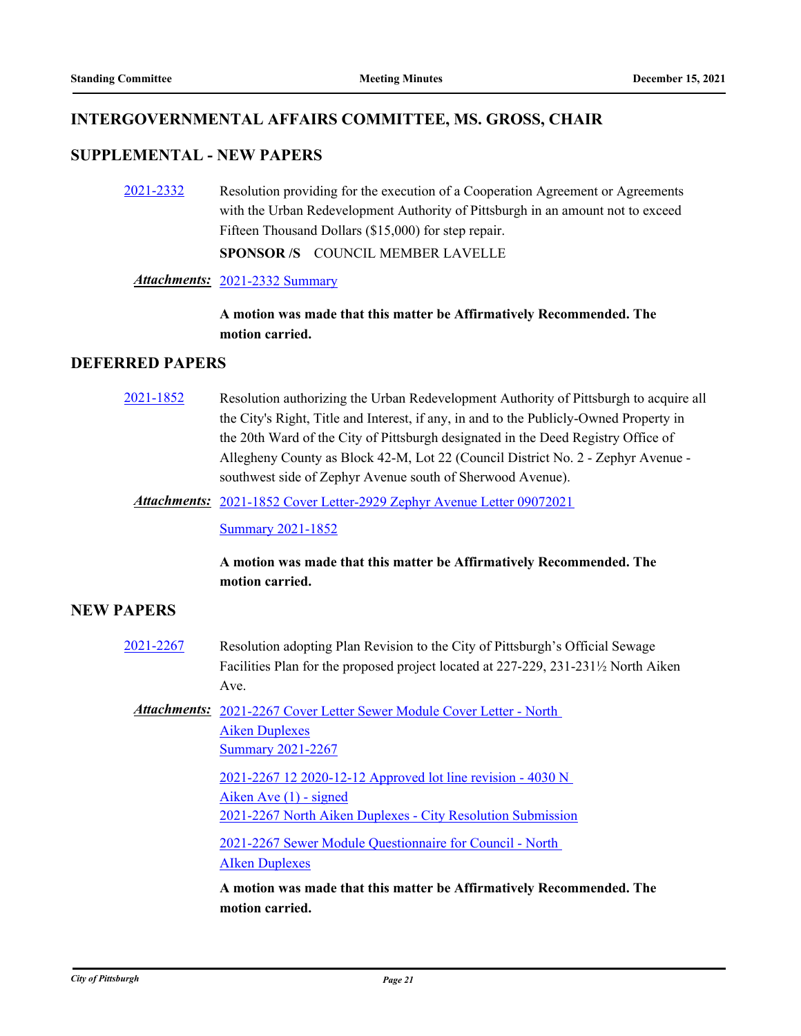## INTERGOVERNMENTAL AFFAIRS COMMITTEE, MS. GROSS, CHAIR

### SUPPLEMENTAL - NEW PAPERS

2021-2332 Resolution providing for the execution of a Cooperation Agreement or Agreements with the Urban Redevelopment Authority of Pittsburgh in an amount not to exceed Fifteen Thousand Dollars ($15,000) for step repair.

**SPONSOR /S** COUNCIL MEMBER LAVELLE

***Attachments:*** 2021-2332 Summary

**A motion was made that this matter be Affirmatively Recommended. The motion carried.**

### DEFERRED PAPERS

2021-1852 Resolution authorizing the Urban Redevelopment Authority of Pittsburgh to acquire all the City's Right, Title and Interest, if any, in and to the Publicly-Owned Property in the 20th Ward of the City of Pittsburgh designated in the Deed Registry Office of Allegheny County as Block 42-M, Lot 22 (Council District No. 2 - Zephyr Avenue - southwest side of Zephyr Avenue south of Sherwood Avenue).

***Attachments:*** 2021-1852 Cover Letter-2929 Zephyr Avenue Letter 09072021

Summary 2021-1852

**A motion was made that this matter be Affirmatively Recommended. The motion carried.**

### NEW PAPERS

2021-2267 Resolution adopting Plan Revision to the City of Pittsburgh's Official Sewage Facilities Plan for the proposed project located at 227-229, 231-231½ North Aiken Ave.

***Attachments:*** 2021-2267 Cover Letter Sewer Module Cover Letter - North Aiken Duplexes

Summary 2021-2267

2021-2267 12 2020-12-12 Approved lot line revision - 4030 N Aiken Ave (1) - signed

2021-2267 North Aiken Duplexes - City Resolution Submission

2021-2267 Sewer Module Questionnaire for Council - North AIken Duplexes

**A motion was made that this matter be Affirmatively Recommended. The motion carried.**